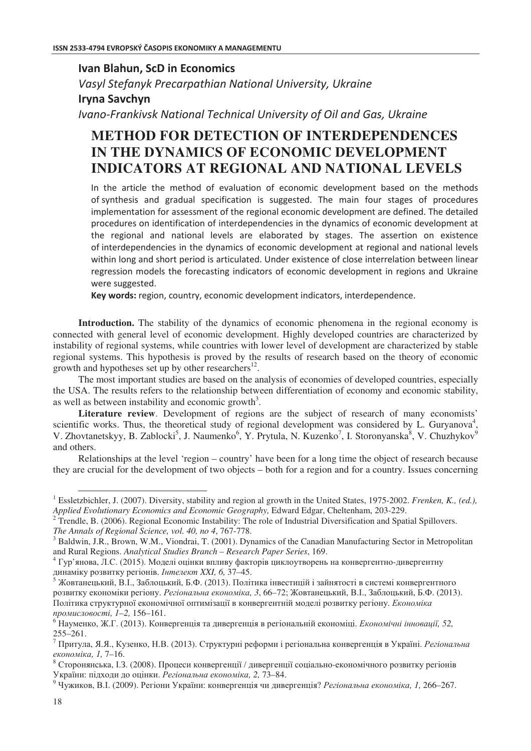**Ivan Blahun, ScD in Economics**

*Vasyl Stefanyk Precarpathian National University, Ukraine*

**Iryna Savchyn**

*Ivano-Frankivsk National Technical University of Oil and Gas, Ukraine*

# METHOD FOR DETECTION OF INTERDEPENDENCES IN THE DYNAMICS OF ECONOMIC DEVELOPMENT INDICATORS AT REGIONAL AND NATIONAL LEVELS

In the article the method of evaluation of economic development based on the methods of synthesis and gradual specification is suggested. The main four stages of procedures implementation for assessment of the regional economic development are defined. The detailed procedures on identification of interdependencies in the dynamics of economic development at the regional and national levels are elaborated by stages. The assertion on existence of interdependencies in the dynamics of economic development at regional and national levels within long and short period is articulated. Under existence of close interrelation between linear regression models the forecasting indicators of economic development in regions and Ukraine were suggested.

**Key words:** region, country, economic development indicators, interdependence.

**Introduction.** The stability of the dynamics of economic phenomena in the regional economy is connected with general level of economic development. Highly developed countries are characterized by instability of regional systems, while countries with lower level of development are characterized by stable regional systems. This hypothesis is proved by the results of research based on the theory of economic growth and hypotheses set up by other researchers[1,2].

The most important studies are based on the analysis of economies of developed countries, especially the USA. The results refers to the relationship between differentiation of economy and economic stability, as well as between instability and economic growth[3].

**Literature review**. Development of regions are the subject of research of many economists' scientific works. Thus, the theoretical study of regional development was considered by L. Guryanova[4], V. Zhovtanetskyy, B. Zablocki[5], J. Naumenko[6], Y. Prytula, N. Kuzenko[7], I. Storonyanska[8], V. Chuzhykov[9] and others.

Relationships at the level 'region – country' have been for a long time the object of research because they are crucial for the development of two objects – both for a region and for a country. Issues concerning

---

[1] Essletzbichler, J. (2007). Diversity, stability and region al growth in the United States, 1975-2002. *Frenken, K., (ed.), Applied Evolutionary Economics and Economic Geography,* Edward Edgar, Cheltenham, 203-229.

[2] Trendle, B. (2006). Regional Economic Instability: The role of Industrial Diversification and Spatial Spillovers. *The Annals of Regional Science, vol. 40, no 4*, 767-778.

[3] Baldwin, J.R., Brown, W.M., Viondrai, T. (2001). Dynamics of the Canadian Manufacturing Sector in Metropolitan and Rural Regions. *Analytical Studies Branch – Research Paper Series*, 169.

[4] Гур'янова, Л.С. (2015). Моделі оцінки впливу факторів циклоутворень на конвергентно-дивергентну динаміку розвитку регіонів. *Інтелект XXI, 6,* 37–45.

[5] Жовтанецький, В.І., Заблоцький, Б.Ф. (2013). Політика інвестицій і зайнятості в системі конвергентного розвитку економіки регіону. *Регіональна економіка, 3*, 66–72; Жовтанецький, В.І., Заблоцький, Б.Ф. (2013). Політика структурної економічної оптимізації в конвергентній моделі розвитку регіону. *Економіка промисловості, 1–2,* 156–161.

[6] Науменко, Ж.Г. (2013). Конвергенція та дивергенція в регіональній економіці. *Економічні інновації, 52,* 255–261.

[7] Притула, Я.Я., Кузенко, Н.В. (2013). Структурні реформи і регіональна конвергенція в Україні. *Регіональна економіка, 1,* 7–16.

[8] Сторонянська, І.З. (2008). Процеси конвергенції / дивергенції соціально-економічного розвитку регіонів України: підходи до оцінки. *Регіональна економіка, 2,* 73–84.

[9] Чужиков, В.І. (2009). Регіони України: конвергенція чи дивергенція? *Регіональна економіка, 1,* 266–267.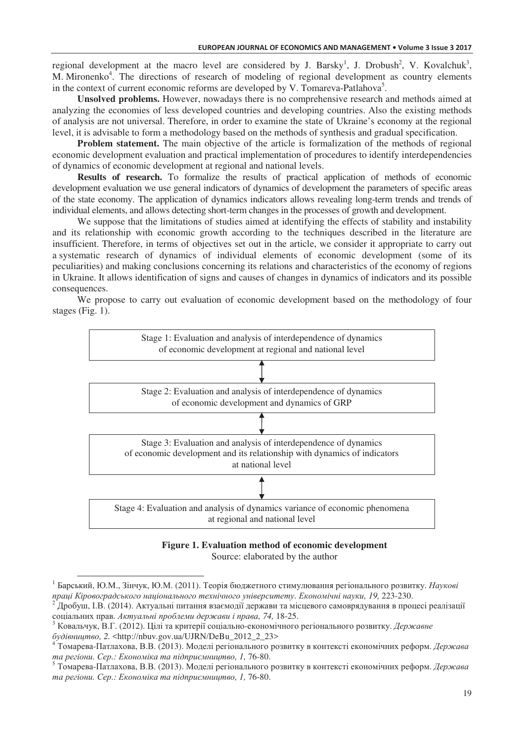regional development at the macro level are considered by J. Barsky[1], J. Drobush[2], V. Kovalchuk[3], M. Mironenko[4]. The directions of research of modeling of regional development as country elements in the context of current economic reforms are developed by V. Tomareva-Patlahova[5].

**Unsolved problems.** However, nowadays there is no comprehensive research and methods aimed at analyzing the economies of less developed countries and developing countries. Also the existing methods of analysis are not universal. Therefore, in order to examine the state of Ukraine's economy at the regional level, it is advisable to form a methodology based on the methods of synthesis and gradual specification.

**Problem statement.** The main objective of the article is formalization of the methods of regional economic development evaluation and practical implementation of procedures to identify interdependencies of dynamics of economic development at regional and national levels.

**Results of research.** To formalize the results of practical application of methods of economic development evaluation we use general indicators of dynamics of development the parameters of specific areas of the state economy. The application of dynamics indicators allows revealing long-term trends and trends of individual elements, and allows detecting short-term changes in the processes of growth and development.

We suppose that the limitations of studies aimed at identifying the effects of stability and instability and its relationship with economic growth according to the techniques described in the literature are insufficient. Therefore, in terms of objectives set out in the article, we consider it appropriate to carry out a systematic research of dynamics of individual elements of economic development (some of its peculiarities) and making conclusions concerning its relations and characteristics of the economy of regions in Ukraine. It allows identification of signs and causes of changes in dynamics of indicators and its possible consequences.

We propose to carry out evaluation of economic development based on the methodology of four stages (Fig. 1).

Stage 1: Evaluation and analysis of interdependence of dynamics of economic development at regional and national level

↕

Stage 2: Evaluation and analysis of interdependence of dynamics of economic development and dynamics of GRP

↕

Stage 3: Evaluation and analysis of interdependence of dynamics of economic development and its relationship with dynamics of indicators at national level

↕

Stage 4: Evaluation and analysis of dynamics variance of economic phenomena at regional and national level

**Figure 1. Evaluation method of economic development**

Source: elaborated by the author

---

[1] Барський, Ю.М., Зінчук, Ю.М. (2011). Теорія бюджетного стимулювання регіонального розвитку. *Наукові праці Кіровоградського національного технічного університету. Економічні науки, 19,* 223-230.

[2] Дробуш, І.В. (2014). Актуальні питання взаємодії держави та місцевого самоврядування в процесі реалізації соціальних прав. *Актуальні проблеми держави і права, 74,* 18-25.

[3] Ковальчук, В.Г. (2012). Цілі та критерії соціально-економічного регіонального розвитку. *Державне будівництво, 2.* <http://nbuv.gov.ua/UJRN/DeBu_2012_2_23>

[4] Томарева-Патлахова, В.В. (2013). Моделі регіонального розвитку в контексті економічних реформ. *Держава та регіони. Сер.: Економіка та підприємництво, 1,* 76-80.

[5] Томарева-Патлахова, В.В. (2013). Моделі регіонального розвитку в контексті економічних реформ. *Держава та регіони. Сер.: Економіка та підприємництво, 1,* 76-80.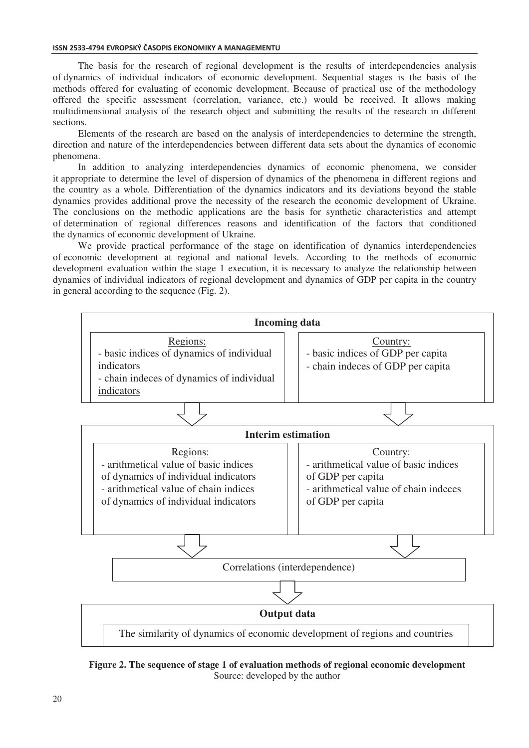The basis for the research of regional development is the results of interdependencies analysis of dynamics of individual indicators of economic development. Sequential stages is the basis of the methods offered for evaluating of economic development. Because of practical use of the methodology offered the specific assessment (correlation, variance, etc.) would be received. It allows making multidimensional analysis of the research object and submitting the results of the research in different sections.

Elements of the research are based on the analysis of interdependencies to determine the strength, direction and nature of the interdependencies between different data sets about the dynamics of economic phenomena.

In addition to analyzing interdependencies dynamics of economic phenomena, we consider it appropriate to determine the level of dispersion of dynamics of the phenomena in different regions and the country as a whole. Differentiation of the dynamics indicators and its deviations beyond the stable dynamics provides additional prove the necessity of the research the economic development of Ukraine. The conclusions on the methodic applications are the basis for synthetic characteristics and attempt of determination of regional differences reasons and identification of the factors that conditioned the dynamics of economic development of Ukraine.

We provide practical performance of the stage on identification of dynamics interdependencies of economic development at regional and national levels. According to the methods of economic development evaluation within the stage 1 execution, it is necessary to analyze the relationship between dynamics of individual indicators of regional development and dynamics of GDP per capita in the country in general according to the sequence (Fig. 2).

**Incoming data**

Regions:
- basic indices of dynamics of individual indicators
- chain indeces of dynamics of individual indicators

Country:
- basic indices of GDP per capita
- chain indeces of GDP per capita

**Interim estimation**

Regions:
- arithmetical value of basic indices of dynamics of individual indicators
- arithmetical value of chain indices of dynamics of individual indicators

Country:
- arithmetical value of basic indices of GDP per capita
- arithmetical value of chain indeces of GDP per capita

Correlations (interdependence)

**Output data**

The similarity of dynamics of economic development of regions and countries

**Figure 2. The sequence of stage 1 of evaluation methods of regional economic development**
Source: developed by the author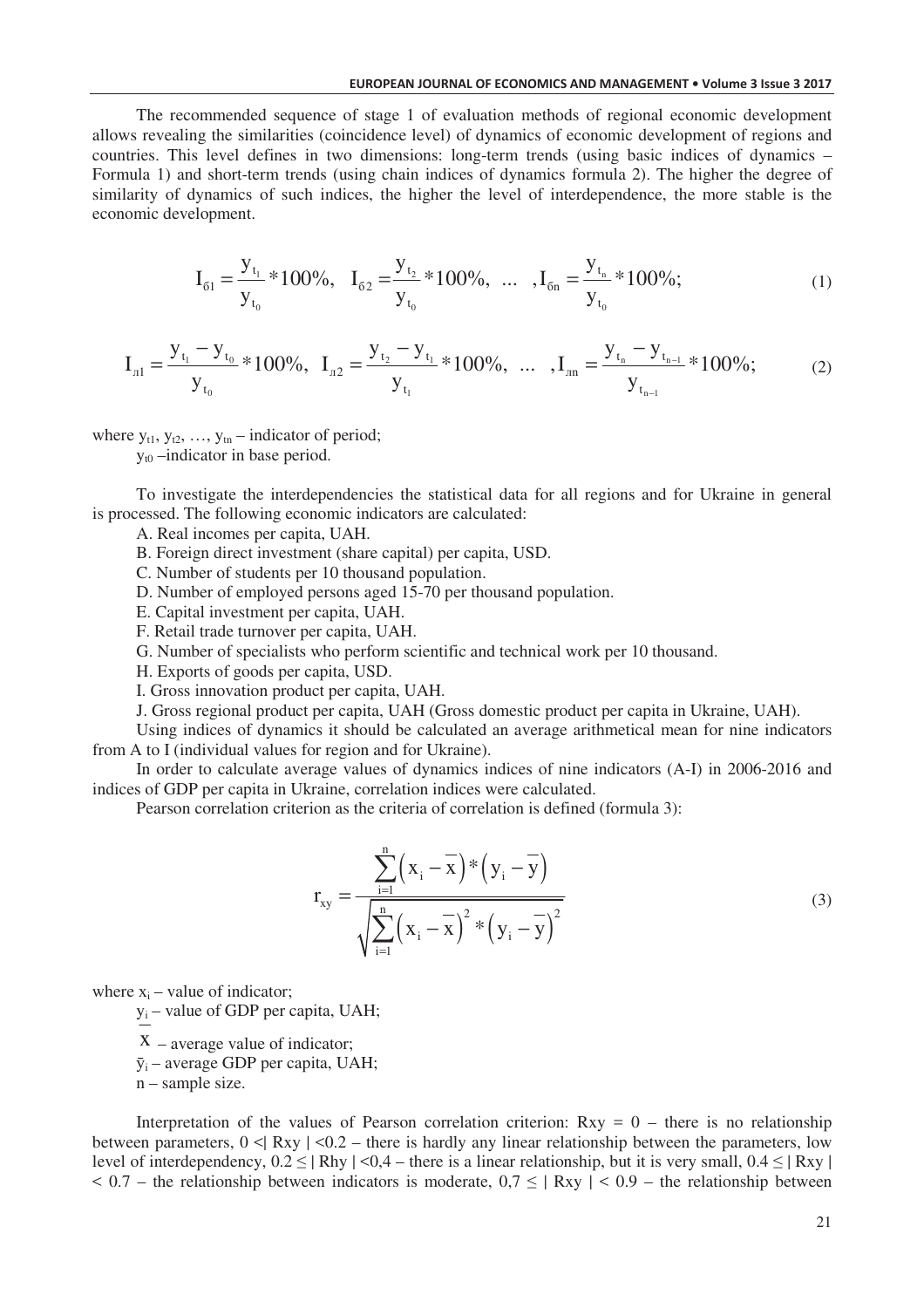The recommended sequence of stage 1 of evaluation methods of regional economic development allows revealing the similarities (coincidence level) of dynamics of economic development of regions and countries. This level defines in two dimensions: long-term trends (using basic indices of dynamics – Formula 1) and short-term trends (using chain indices of dynamics formula 2). The higher the degree of similarity of dynamics of such indices, the higher the level of interdependence, the more stable is the economic development.

$$I_{б1} = \frac{y_{t_1}}{y_{t_0}} * 100\%, \quad I_{б2} = \frac{y_{t_2}}{y_{t_0}} * 100\%, \quad ... \quad , I_{бn} = \frac{y_{t_n}}{y_{t_0}} * 100\%; \tag{1}$$

$$I_{л1} = \frac{y_{t_1} - y_{t_0}}{y_{t_0}} * 100\%, \quad I_{л2} = \frac{y_{t_2} - y_{t_1}}{y_{t_1}} * 100\%, \quad ... \quad , I_{лn} = \frac{y_{t_n} - y_{t_{n-1}}}{y_{t_{n-1}}} * 100\%; \tag{2}$$

where $y_{t1}$, $y_{t2}$, …, $y_{tn}$ – indicator of period;

$y_{t0}$ –indicator in base period.

To investigate the interdependencies the statistical data for all regions and for Ukraine in general is processed. The following economic indicators are calculated:

A. Real incomes per capita, UAH.

B. Foreign direct investment (share capital) per capita, USD.

C. Number of students per 10 thousand population.

D. Number of employed persons aged 15-70 per thousand population.

E. Capital investment per capita, UAH.

F. Retail trade turnover per capita, UAH.

G. Number of specialists who perform scientific and technical work per 10 thousand.

H. Exports of goods per capita, USD.

I. Gross innovation product per capita, UAH.

J. Gross regional product per capita, UAH (Gross domestic product per capita in Ukraine, UAH).

Using indices of dynamics it should be calculated an average arithmetical mean for nine indicators from A to I (individual values for region and for Ukraine).

In order to calculate average values of dynamics indices of nine indicators (A-I) in 2006-2016 and indices of GDP per capita in Ukraine, correlation indices were calculated.

Pearson correlation criterion as the criteria of correlation is defined (formula 3):

$$r_{xy} = \frac{\sum_{i=1}^{n} \left(x_i - \overline{x}\right) * \left(y_i - \overline{y}\right)}{\sqrt{\sum_{i=1}^{n} \left(x_i - \overline{x}\right)^2 * \left(y_i - \overline{y}\right)^2}} \tag{3}$$

where $x_i$ – value of indicator;

$y_i$ – value of GDP per capita, UAH;

$\overline{x}$ – average value of indicator;

$\bar{y}_i$ – average GDP per capita, UAH;

n – sample size.

Interpretation of the values of Pearson correlation criterion: $Rxy = 0$ – there is no relationship between parameters, $0 < | Rxy | < 0.2$ – there is hardly any linear relationship between the parameters, low level of interdependency, $0.2 \leq | Rhy | < 0{,}4$ – there is a linear relationship, but it is very small, $0.4 \leq | Rxy | < 0.7$ – the relationship between indicators is moderate, $0{,}7 \leq | Rxy | < 0.9$ – the relationship between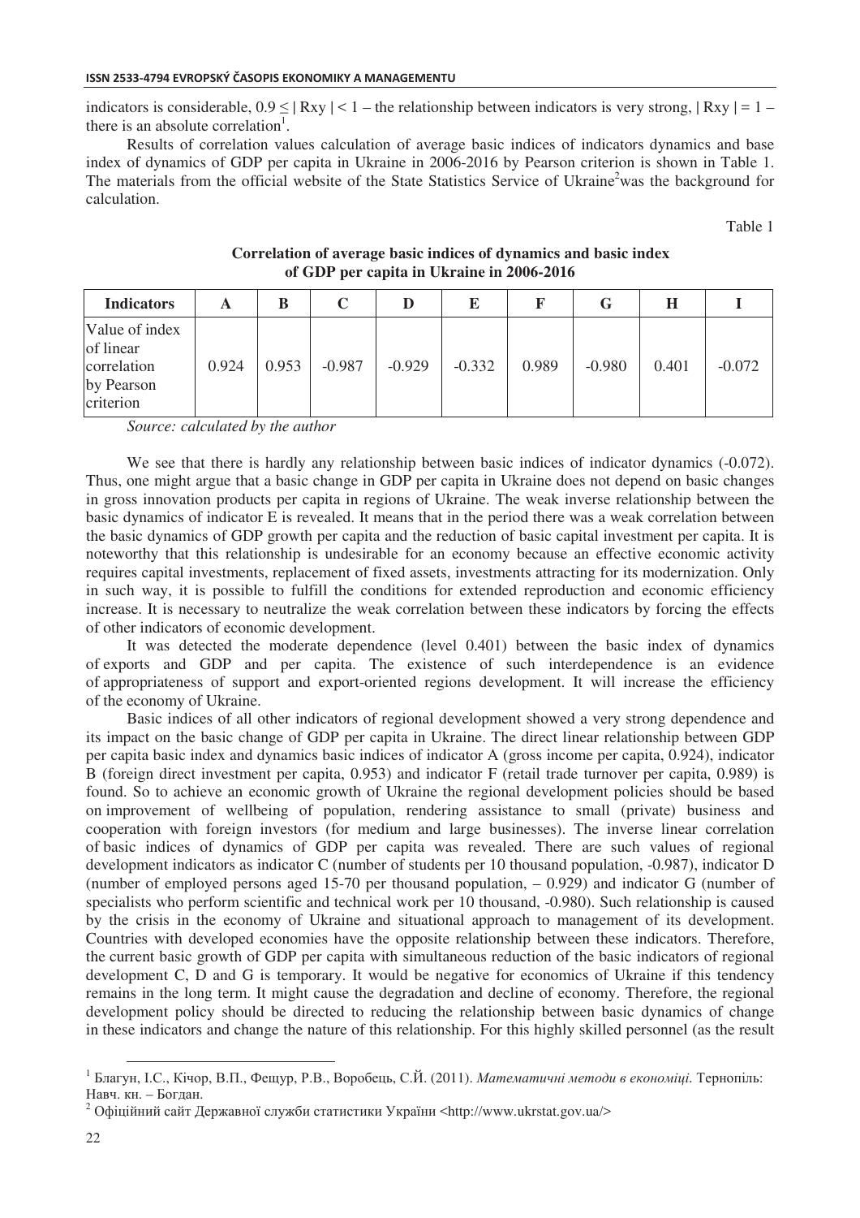indicators is considerable, $0.9 \leq |Rxy| < 1$ – the relationship between indicators is very strong, $|Rxy| = 1$ – there is an absolute correlation[1].

Results of correlation values calculation of average basic indices of indicators dynamics and base index of dynamics of GDP per capita in Ukraine in 2006-2016 by Pearson criterion is shown in Table 1. The materials from the official website of the State Statistics Service of Ukraine[2]was the background for calculation.

Table 1

**Correlation of average basic indices of dynamics and basic index of GDP per capita in Ukraine in 2006-2016**

| Indicators | A | B | C | D | E | F | G | H | I |
|---|---|---|---|---|---|---|---|---|---|
| Value of index of linear correlation by Pearson criterion | 0.924 | 0.953 | -0.987 | -0.929 | -0.332 | 0.989 | -0.980 | 0.401 | -0.072 |

*Source: calculated by the author*

We see that there is hardly any relationship between basic indices of indicator dynamics (-0.072). Thus, one might argue that a basic change in GDP per capita in Ukraine does not depend on basic changes in gross innovation products per capita in regions of Ukraine. The weak inverse relationship between the basic dynamics of indicator E is revealed. It means that in the period there was a weak correlation between the basic dynamics of GDP growth per capita and the reduction of basic capital investment per capita. It is noteworthy that this relationship is undesirable for an economy because an effective economic activity requires capital investments, replacement of fixed assets, investments attracting for its modernization. Only in such way, it is possible to fulfill the conditions for extended reproduction and economic efficiency increase. It is necessary to neutralize the weak correlation between these indicators by forcing the effects of other indicators of economic development.

It was detected the moderate dependence (level 0.401) between the basic index of dynamics of exports and GDP and per capita. The existence of such interdependence is an evidence of appropriateness of support and export-oriented regions development. It will increase the efficiency of the economy of Ukraine.

Basic indices of all other indicators of regional development showed a very strong dependence and its impact on the basic change of GDP per capita in Ukraine. The direct linear relationship between GDP per capita basic index and dynamics basic indices of indicator A (gross income per capita, 0.924), indicator B (foreign direct investment per capita, 0.953) and indicator F (retail trade turnover per capita, 0.989) is found. So to achieve an economic growth of Ukraine the regional development policies should be based on improvement of wellbeing of population, rendering assistance to small (private) business and cooperation with foreign investors (for medium and large businesses). The inverse linear correlation of basic indices of dynamics of GDP per capita was revealed. There are such values of regional development indicators as indicator C (number of students per 10 thousand population, -0.987), indicator D (number of employed persons aged 15-70 per thousand population, – 0.929) and indicator G (number of specialists who perform scientific and technical work per 10 thousand, -0.980). Such relationship is caused by the crisis in the economy of Ukraine and situational approach to management of its development. Countries with developed economies have the opposite relationship between these indicators. Therefore, the current basic growth of GDP per capita with simultaneous reduction of the basic indicators of regional development C, D and G is temporary. It would be negative for economics of Ukraine if this tendency remains in the long term. It might cause the degradation and decline of economy. Therefore, the regional development policy should be directed to reducing the relationship between basic dynamics of change in these indicators and change the nature of this relationship. For this highly skilled personnel (as the result

---

[1] Благун, І.С., Кічор, В.П., Фещур, Р.В., Воробець, С.Й. (2011). *Математичні методи в економіці.* Тернопіль: Навч. кн. – Богдан.

[2] Офіційний сайт Державної служби статистики України <http://www.ukrstat.gov.ua/>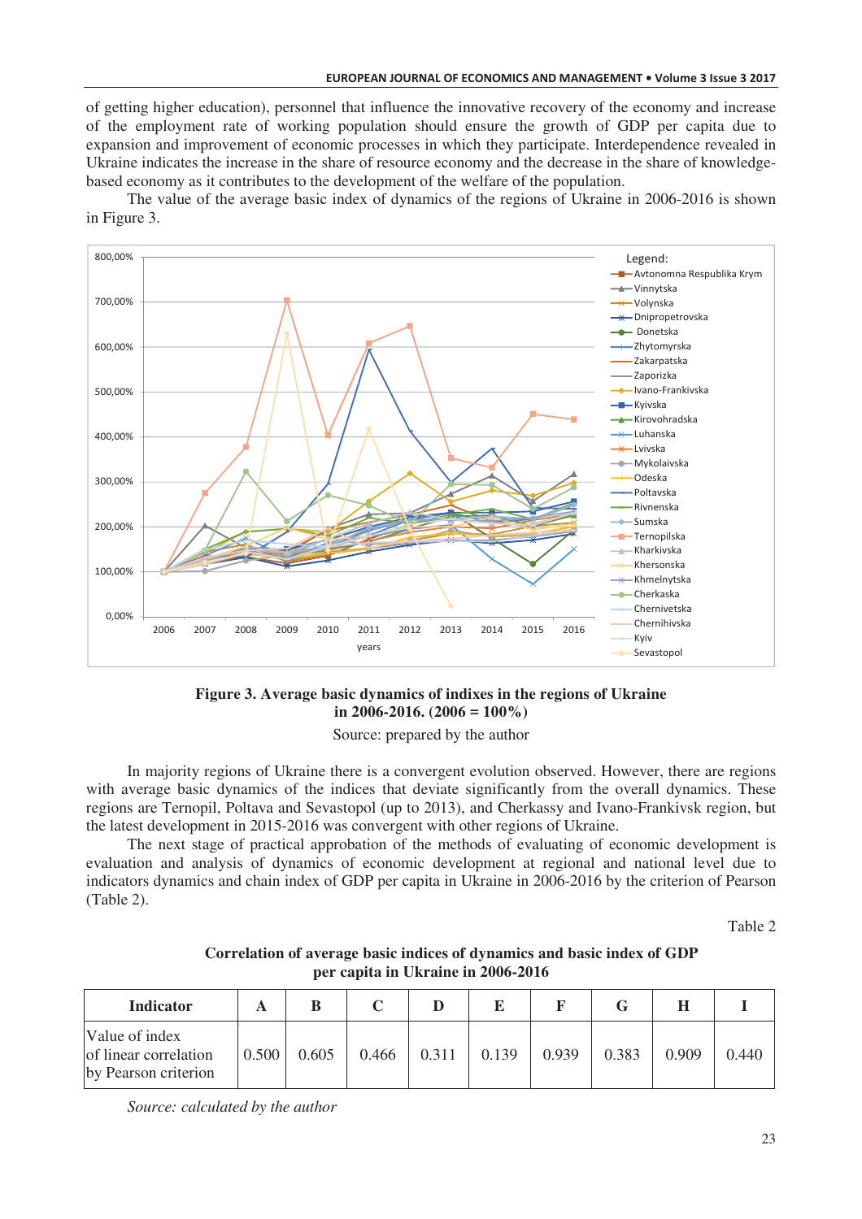of getting higher education), personnel that influence the innovative recovery of the economy and increase of the employment rate of working population should ensure the growth of GDP per capita due to expansion and improvement of economic processes in which they participate. Interdependence revealed in Ukraine indicates the increase in the share of resource economy and the decrease in the share of knowledge-based economy as it contributes to the development of the welfare of the population.

The value of the average basic index of dynamics of the regions of Ukraine in 2006-2016 is shown in Figure 3.

**Figure 3. Average basic dynamics of indixes in the regions of Ukraine in 2006-2016. (2006 = 100%)**

Source: prepared by the author

In majority regions of Ukraine there is a convergent evolution observed. However, there are regions with average basic dynamics of the indices that deviate significantly from the overall dynamics. These regions are Ternopil, Poltava and Sevastopol (up to 2013), and Cherkassy and Ivano-Frankivsk region, but the latest development in 2015-2016 was convergent with other regions of Ukraine.

The next stage of practical approbation of the methods of evaluating of economic development is evaluation and analysis of dynamics of economic development at regional and national level due to indicators dynamics and chain index of GDP per capita in Ukraine in 2006-2016 by the criterion of Pearson (Table 2).

Table 2

**Correlation of average basic indices of dynamics and basic index of GDP per capita in Ukraine in 2006-2016**

| Indicator | A | B | C | D | E | F | G | H | I |
|---|---|---|---|---|---|---|---|---|---|
| Value of index of linear correlation by Pearson criterion | 0.500 | 0.605 | 0.466 | 0.311 | 0.139 | 0.939 | 0.383 | 0.909 | 0.440 |

*Source: calculated by the author*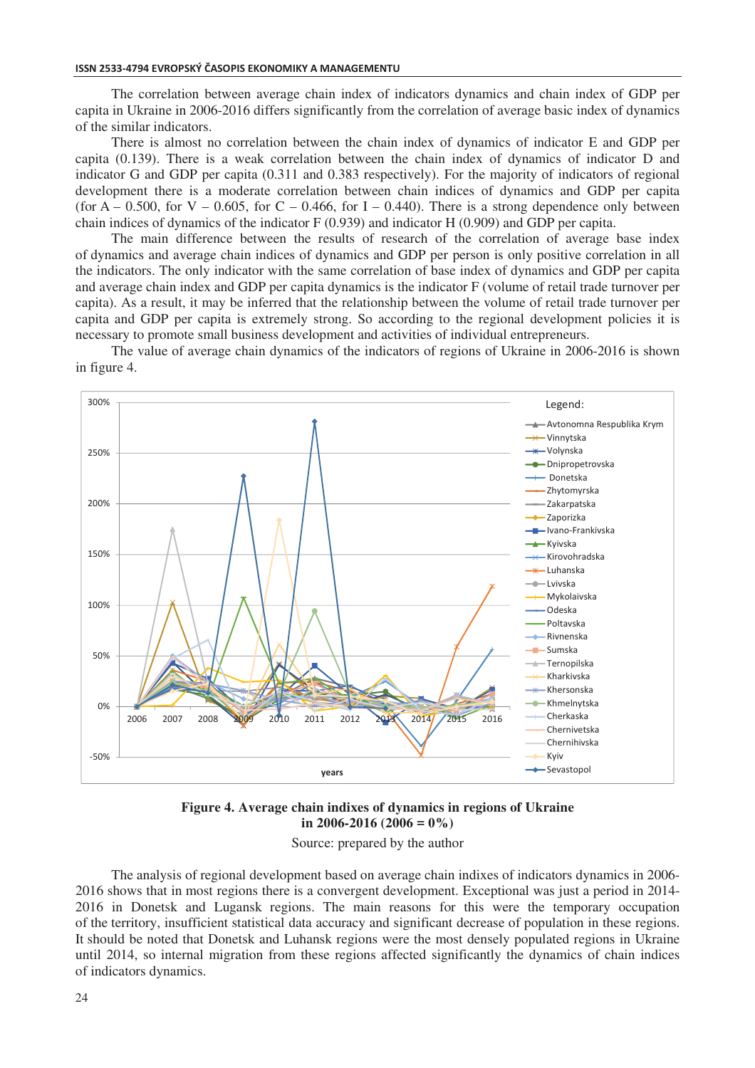The correlation between average chain index of indicators dynamics and chain index of GDP per capita in Ukraine in 2006-2016 differs significantly from the correlation of average basic index of dynamics of the similar indicators.

There is almost no correlation between the chain index of dynamics of indicator E and GDP per capita (0.139). There is a weak correlation between the chain index of dynamics of indicator D and indicator G and GDP per capita (0.311 and 0.383 respectively). For the majority of indicators of regional development there is a moderate correlation between chain indices of dynamics and GDP per capita (for A – 0.500, for V – 0.605, for C – 0.466, for I – 0.440). There is a strong dependence only between chain indices of dynamics of the indicator F (0.939) and indicator H (0.909) and GDP per capita.

The main difference between the results of research of the correlation of average base index of dynamics and average chain indices of dynamics and GDP per person is only positive correlation in all the indicators. The only indicator with the same correlation of base index of dynamics and GDP per capita and average chain index and GDP per capita dynamics is the indicator F (volume of retail trade turnover per capita). As a result, it may be inferred that the relationship between the volume of retail trade turnover per capita and GDP per capita is extremely strong. So according to the regional development policies it is necessary to promote small business development and activities of individual entrepreneurs.

The value of average chain dynamics of the indicators of regions of Ukraine in 2006-2016 is shown in figure 4.

**Figure 4. Average chain indexes of dynamics in regions of Ukraine in 2006-2016 (2006 = 0%)**

Source: prepared by the author

The analysis of regional development based on average chain indexes of indicators dynamics in 2006-2016 shows that in most regions there is a convergent development. Exceptional was just a period in 2014-2016 in Donetsk and Lugansk regions. The main reasons for this were the temporary occupation of the territory, insufficient statistical data accuracy and significant decrease of population in these regions. It should be noted that Donetsk and Luhansk regions were the most densely populated regions in Ukraine until 2014, so internal migration from these regions affected significantly the dynamics of chain indices of indicators dynamics.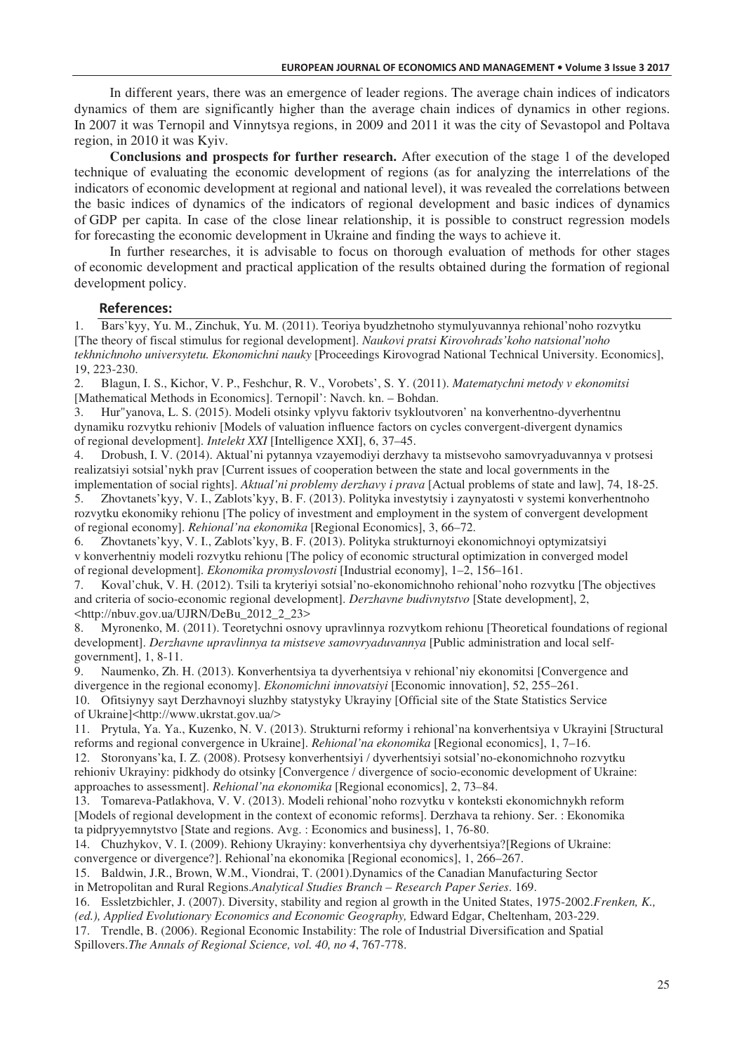In different years, there was an emergence of leader regions. The average chain indices of indicators dynamics of them are significantly higher than the average chain indices of dynamics in other regions. In 2007 it was Ternopil and Vinnytsya regions, in 2009 and 2011 it was the city of Sevastopol and Poltava region, in 2010 it was Kyiv.

**Conclusions and prospects for further research.** After execution of the stage 1 of the developed technique of evaluating the economic development of regions (as for analyzing the interrelations of the indicators of economic development at regional and national level), it was revealed the correlations between the basic indices of dynamics of the indicators of regional development and basic indices of dynamics of GDP per capita. In case of the close linear relationship, it is possible to construct regression models for forecasting the economic development in Ukraine and finding the ways to achieve it.

In further researches, it is advisable to focus on thorough evaluation of methods for other stages of economic development and practical application of the results obtained during the formation of regional development policy.

## References:

1. Bars'kyy, Yu. M., Zinchuk, Yu. M. (2011). Teoriya byudzhetnoho stymulyuvannya rehional'noho rozvytku [The theory of fiscal stimulus for regional development]. *Naukovi pratsi Kirovohrads'koho natsional'noho tekhnichnoho universytetu. Ekonomichni nauky* [Proceedings Kirovograd National Technical University. Economics], 19, 223-230.
2. Blagun, I. S., Kichor, V. P., Feshchur, R. V., Vorobets', S. Y. (2011). *Matematychni metody v ekonomitsi* [Mathematical Methods in Economics]. Ternopil': Navch. kn. – Bohdan.
3. Hur"yanova, L. S. (2015). Modeli otsinky vplyvu faktoriv tsykloutvoren' na konverhentno-dyverhentnu dynamiku rozvytku rehioniv [Models of valuation influence factors on cycles convergent-divergent dynamics of regional development]. *Intelekt XXI* [Intelligence XXI], 6, 37–45.
4. Drobush, I. V. (2014). Aktual'ni pytannya vzayemodiyi derzhavy ta mistsevoho samovryaduvannya v protsesi realizatsiyi sotsial'nykh prav [Current issues of cooperation between the state and local governments in the implementation of social rights]. *Aktual'ni problemy derzhavy i prava* [Actual problems of state and law], 74, 18-25.
5. Zhovtanets'kyy, V. I., Zablots'kyy, B. F. (2013). Polityka investytsiy i zaynyatosti v systemi konverhentnoho rozvytku ekonomiky rehionu [The policy of investment and employment in the system of convergent development of regional economy]. *Rehional'na ekonomika* [Regional Economics], 3, 66–72.
6. Zhovtanets'kyy, V. I., Zablots'kyy, B. F. (2013). Polityka strukturnoyi ekonomichnoyi optymizatsiyi v konverhentniy modeli rozvytku rehionu [The policy of economic structural optimization in converged model of regional development]. *Ekonomika promyslovosti* [Industrial economy], 1–2, 156–161.
7. Koval'chuk, V. H. (2012). Tsili ta kryteriyi sotsial'no-ekonomichnoho rehional'noho rozvytku [The objectives and criteria of socio-economic regional development]. *Derzhavne budivnytstvo* [State development], 2, <http://nbuv.gov.ua/UJRN/DeBu_2012_2_23>
8. Myronenko, M. (2011). Teoretychni osnovy upravlinnya rozvytkom rehionu [Theoretical foundations of regional development]. *Derzhavne upravlinnya ta mistseve samovryaduvannya* [Public administration and local self-government], 1, 8-11.
9. Naumenko, Zh. H. (2013). Konverhentsiya ta dyverhentsiya v rehional'niy ekonomitsi [Convergence and divergence in the regional economy]. *Ekonomichni innovatsiyi* [Economic innovation], 52, 255–261.
10. Ofitsiynyy sayt Derzhavnoyi sluzhby statystyky Ukrayiny [Official site of the State Statistics Service of Ukraine]<http://www.ukrstat.gov.ua/>
11. Prytula, Ya. Ya., Kuzenko, N. V. (2013). Strukturni reformy i rehional'na konverhentsiya v Ukrayini [Structural reforms and regional convergence in Ukraine]. *Rehional'na ekonomika* [Regional economics], 1, 7–16.
12. Storonyans'ka, I. Z. (2008). Protsesy konverhentsiyi / dyverhentsiyi sotsial'no-ekonomichnoho rozvytku rehioniv Ukrayiny: pidkhody do otsinky [Convergence / divergence of socio-economic development of Ukraine: approaches to assessment]. *Rehional'na ekonomika* [Regional economics], 2, 73–84.
13. Tomareva-Patlakhova, V. V. (2013). Modeli rehional'noho rozvytku v konteksti ekonomichnykh reform [Models of regional development in the context of economic reforms]. Derzhava ta rehiony. Ser. : Ekonomika ta pidpryyemnytstvo [State and regions. Avg. : Economics and business], 1, 76-80.
14. Chuzhykov, V. I. (2009). Rehiony Ukrayiny: konverhentsiya chy dyverhentsiya?[Regions of Ukraine: convergence or divergence?]. Rehional'na ekonomika [Regional economics], 1, 266–267.
15. Baldwin, J.R., Brown, W.M., Viondrai, T. (2001).Dynamics of the Canadian Manufacturing Sector in Metropolitan and Rural Regions.*Analytical Studies Branch – Research Paper Series*. 169.
16. Essletzbichler, J. (2007). Diversity, stability and region al growth in the United States, 1975-2002.*Frenken, K., (ed.), Applied Evolutionary Economics and Economic Geography,* Edward Edgar, Cheltenham, 203-229.
17. Trendle, B. (2006). Regional Economic Instability: The role of Industrial Diversification and Spatial Spillovers.*The Annals of Regional Science, vol. 40, no 4*, 767-778.